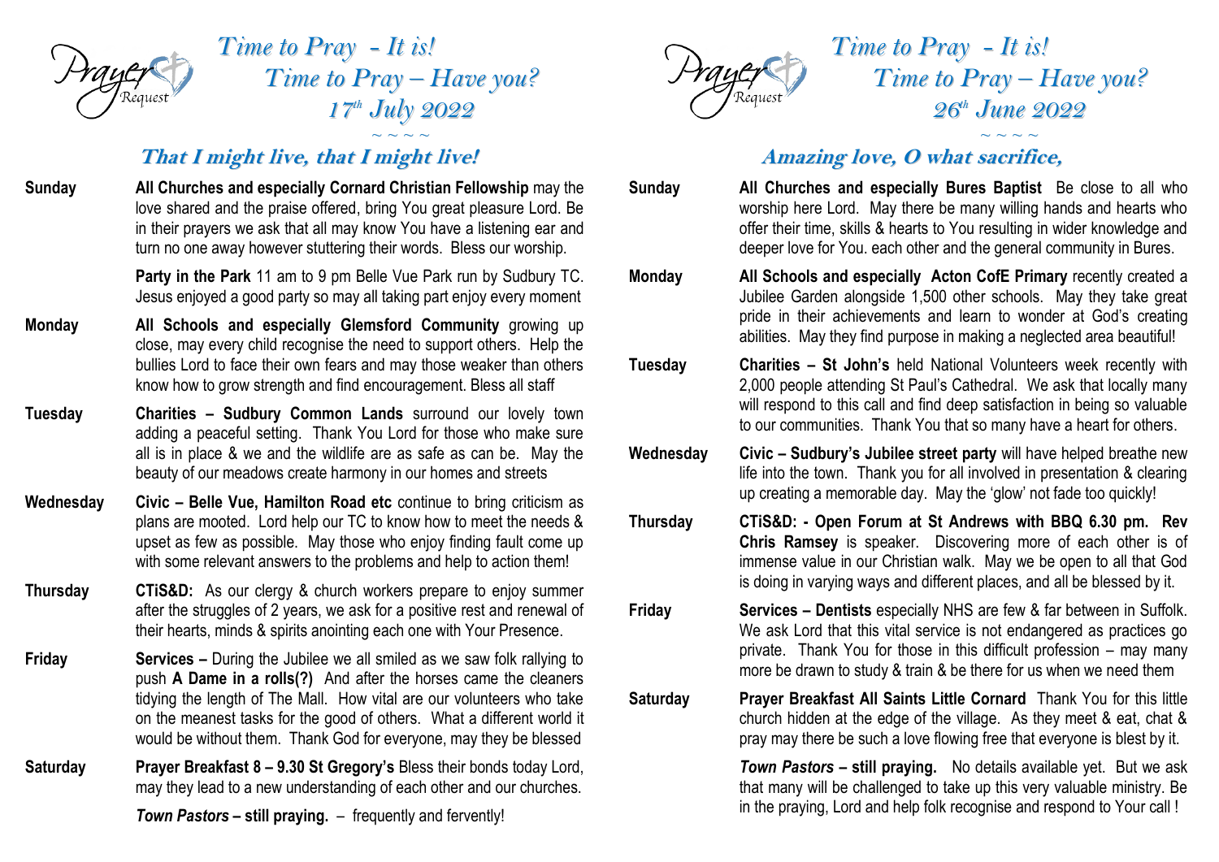# *Time to Pray - It is!*
# *Time to Pray – Have you?*
## *17th July 2022*

~ ~ ~ ~

### *That I might live, that I might live!*

**Sunday** — **All Churches and especially Cornard Christian Fellowship** may the love shared and the praise offered, bring You great pleasure Lord. Be in their prayers we ask that all may know You have a listening ear and turn no one away however stuttering their words. Bless our worship.

**Party in the Park** 11 am to 9 pm Belle Vue Park run by Sudbury TC. Jesus enjoyed a good party so may all taking part enjoy every moment

**Monday** — **All Schools and especially Glemsford Community** growing up close, may every child recognise the need to support others. Help the bullies Lord to face their own fears and may those weaker than others know how to grow strength and find encouragement. Bless all staff

**Tuesday** — **Charities – Sudbury Common Lands** surround our lovely town adding a peaceful setting. Thank You Lord for those who make sure all is in place & we and the wildlife are as safe as can be. May the beauty of our meadows create harmony in our homes and streets

**Wednesday** — **Civic – Belle Vue, Hamilton Road etc** continue to bring criticism as plans are mooted. Lord help our TC to know how to meet the needs & upset as few as possible. May those who enjoy finding fault come up with some relevant answers to the problems and help to action them!

**Thursday** — **CTiS&D:** As our clergy & church workers prepare to enjoy summer after the struggles of 2 years, we ask for a positive rest and renewal of their hearts, minds & spirits anointing each one with Your Presence.

**Friday** — **Services –** During the Jubilee we all smiled as we saw folk rallying to push **A Dame in a rolls(?)** And after the horses came the cleaners tidying the length of The Mall. How vital are our volunteers who take on the meanest tasks for the good of others. What a different world it would be without them. Thank God for everyone, may they be blessed

**Saturday** — **Prayer Breakfast 8 – 9.30 St Gregory's** Bless their bonds today Lord, may they lead to a new understanding of each other and our churches.

***Town Pastors* – still praying.** – frequently and fervently!

# *Time to Pray - It is!*
# *Time to Pray – Have you?*
## *26th June 2022*

~ ~ ~ ~

### *Amazing love, O what sacrifice,*

**Sunday** — **All Churches and especially Bures Baptist** Be close to all who worship here Lord. May there be many willing hands and hearts who offer their time, skills & hearts to You resulting in wider knowledge and deeper love for You. each other and the general community in Bures.

**Monday** — **All Schools and especially Acton CofE Primary** recently created a Jubilee Garden alongside 1,500 other schools. May they take great pride in their achievements and learn to wonder at God's creating abilities. May they find purpose in making a neglected area beautiful!

**Tuesday** — **Charities – St John's** held National Volunteers week recently with 2,000 people attending St Paul's Cathedral. We ask that locally many will respond to this call and find deep satisfaction in being so valuable to our communities. Thank You that so many have a heart for others.

**Wednesday** — **Civic – Sudbury's Jubilee street party** will have helped breathe new life into the town. Thank you for all involved in presentation & clearing up creating a memorable day. May the 'glow' not fade too quickly!

**Thursday** — **CTiS&D: - Open Forum at St Andrews with BBQ 6.30 pm. Rev Chris Ramsey** is speaker. Discovering more of each other is of immense value in our Christian walk. May we be open to all that God is doing in varying ways and different places, and all be blessed by it.

**Friday** — **Services – Dentists** especially NHS are few & far between in Suffolk. We ask Lord that this vital service is not endangered as practices go private. Thank You for those in this difficult profession – may many more be drawn to study & train & be there for us when we need them

**Saturday** — **Prayer Breakfast All Saints Little Cornard** Thank You for this little church hidden at the edge of the village. As they meet & eat, chat & pray may there be such a love flowing free that everyone is blest by it.

***Town Pastors* – still praying.** No details available yet. But we ask that many will be challenged to take up this very valuable ministry. Be in the praying, Lord and help folk recognise and respond to Your call !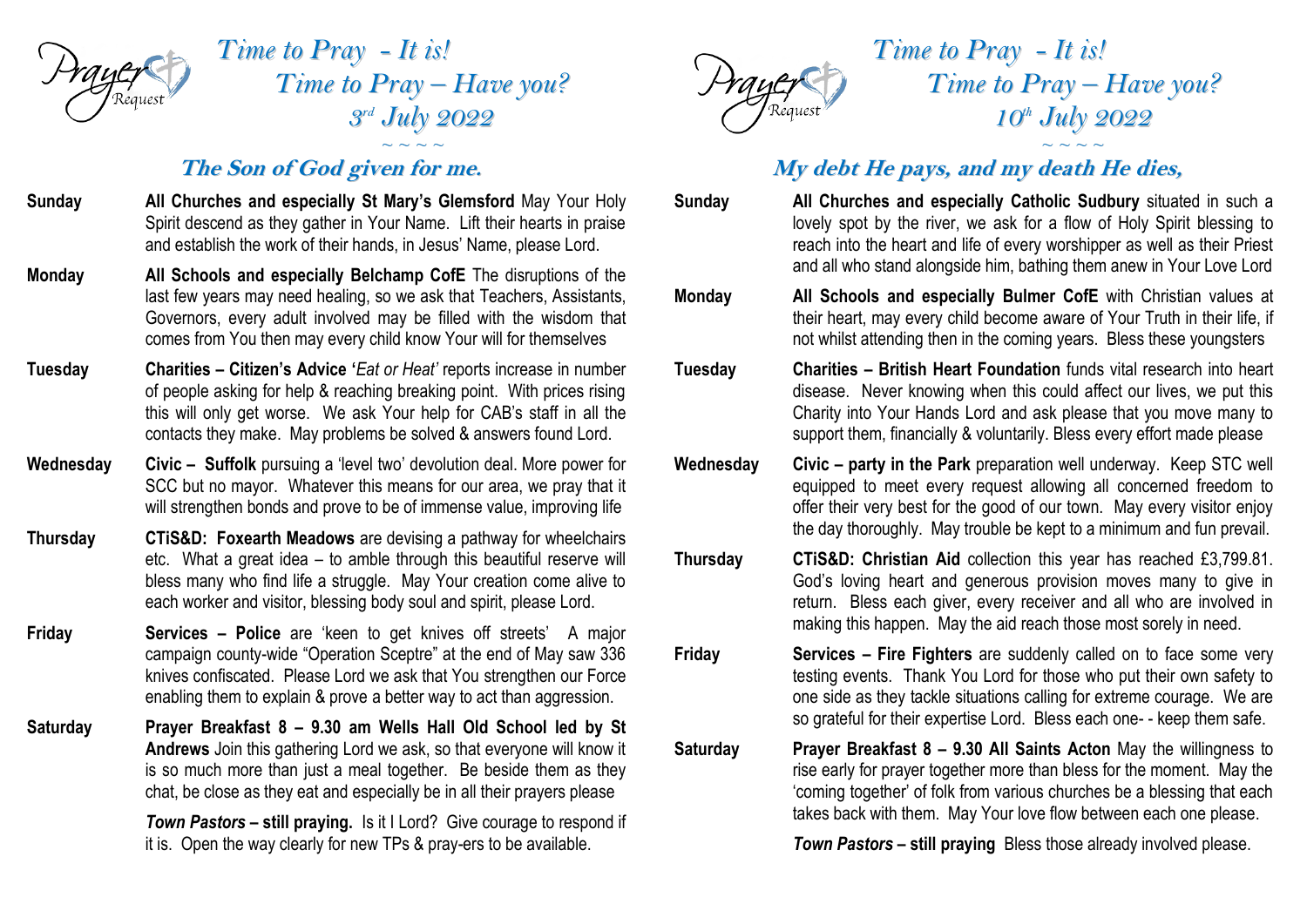# Time to Pray - It is! Time to Pray – Have you? 3rd July 2022

~ ~ ~ ~

## The Son of God given for me.

**Sunday** — **All Churches and especially St Mary's Glemsford** May Your Holy Spirit descend as they gather in Your Name. Lift their hearts in praise and establish the work of their hands, in Jesus' Name, please Lord.

**Monday** — **All Schools and especially Belchamp CofE** The disruptions of the last few years may need healing, so we ask that Teachers, Assistants, Governors, every adult involved may be filled with the wisdom that comes from You then may every child know Your will for themselves

**Tuesday** — **Charities – Citizen's Advice** '*Eat or Heat'* reports increase in number of people asking for help & reaching breaking point. With prices rising this will only get worse. We ask Your help for CAB's staff in all the contacts they make. May problems be solved & answers found Lord.

**Wednesday** — **Civic – Suffolk** pursuing a 'level two' devolution deal. More power for SCC but no mayor. Whatever this means for our area, we pray that it will strengthen bonds and prove to be of immense value, improving life

**Thursday** — **CTiS&D: Foxearth Meadows** are devising a pathway for wheelchairs etc. What a great idea – to amble through this beautiful reserve will bless many who find life a struggle. May Your creation come alive to each worker and visitor, blessing body soul and spirit, please Lord.

**Friday** — **Services – Police** are 'keen to get knives off streets' A major campaign county-wide "Operation Sceptre" at the end of May saw 336 knives confiscated. Please Lord we ask that You strengthen our Force enabling them to explain & prove a better way to act than aggression.

**Saturday** — **Prayer Breakfast 8 – 9.30 am Wells Hall Old School led by St Andrews** Join this gathering Lord we ask, so that everyone will know it is so much more than just a meal together. Be beside them as they chat, be close as they eat and especially be in all their prayers please

***Town Pastors* – still praying.** Is it I Lord? Give courage to respond if it is. Open the way clearly for new TPs & pray-ers to be available.

# Time to Pray - It is! Time to Pray – Have you? 10th July 2022

~ ~ ~ ~

## My debt He pays, and my death He dies,

**Sunday** — **All Churches and especially Catholic Sudbury** situated in such a lovely spot by the river, we ask for a flow of Holy Spirit blessing to reach into the heart and life of every worshipper as well as their Priest and all who stand alongside him, bathing them anew in Your Love Lord

**Monday** — **All Schools and especially Bulmer CofE** with Christian values at their heart, may every child become aware of Your Truth in their life, if not whilst attending then in the coming years. Bless these youngsters

**Tuesday** — **Charities – British Heart Foundation** funds vital research into heart disease. Never knowing when this could affect our lives, we put this Charity into Your Hands Lord and ask please that you move many to support them, financially & voluntarily. Bless every effort made please

**Wednesday** — **Civic – party in the Park** preparation well underway. Keep STC well equipped to meet every request allowing all concerned freedom to offer their very best for the good of our town. May every visitor enjoy the day thoroughly. May trouble be kept to a minimum and fun prevail.

**Thursday** — **CTiS&D: Christian Aid** collection this year has reached £3,799.81. God's loving heart and generous provision moves many to give in return. Bless each giver, every receiver and all who are involved in making this happen. May the aid reach those most sorely in need.

**Friday** — **Services – Fire Fighters** are suddenly called on to face some very testing events. Thank You Lord for those who put their own safety to one side as they tackle situations calling for extreme courage. We are so grateful for their expertise Lord. Bless each one- - keep them safe.

**Saturday** — **Prayer Breakfast 8 – 9.30 All Saints Acton** May the willingness to rise early for prayer together more than bless for the moment. May the 'coming together' of folk from various churches be a blessing that each takes back with them. May Your love flow between each one please.

***Town Pastors* – still praying** Bless those already involved please.